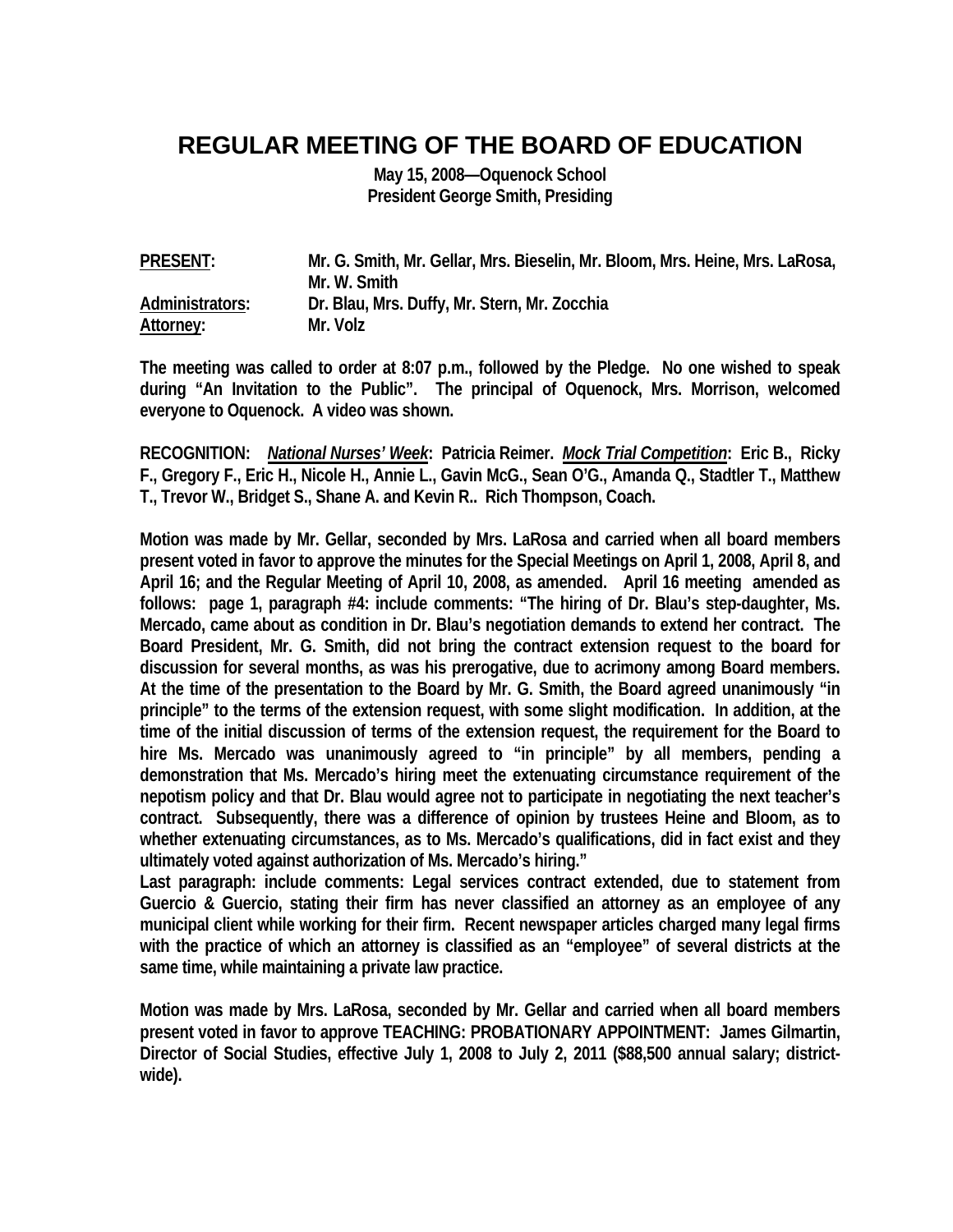# REGULAR MEETING OF THE BOARD OF EDUCATION

**May 15, 2008—Oquenock School**
**President George Smith, Presiding**

| | |
|---|---|
| **PRESENT:** | **Mr. G. Smith, Mr. Gellar, Mrs. Bieselin, Mr. Bloom, Mrs. Heine, Mrs. LaRosa, Mr. W. Smith** |
| **Administrators:** | **Dr. Blau, Mrs. Duffy, Mr. Stern, Mr. Zocchia** |
| **Attorney:** | **Mr. Volz** |

**The meeting was called to order at 8:07 p.m., followed by the Pledge. No one wished to speak during "An Invitation to the Public". The principal of Oquenock, Mrs. Morrison, welcomed everyone to Oquenock. A video was shown.**

**RECOGNITION: *National Nurses' Week*: Patricia Reimer. *Mock Trial Competition*: Eric B., Ricky F., Gregory F., Eric H., Nicole H., Annie L., Gavin McG., Sean O'G., Amanda Q., Stadtler T., Matthew T., Trevor W., Bridget S., Shane A. and Kevin R.. Rich Thompson, Coach.**

**Motion was made by Mr. Gellar, seconded by Mrs. LaRosa and carried when all board members present voted in favor to approve the minutes for the Special Meetings on April 1, 2008, April 8, and April 16; and the Regular Meeting of April 10, 2008, as amended. April 16 meeting amended as follows: page 1, paragraph #4: include comments: "The hiring of Dr. Blau's step-daughter, Ms. Mercado, came about as condition in Dr. Blau's negotiation demands to extend her contract. The Board President, Mr. G. Smith, did not bring the contract extension request to the board for discussion for several months, as was his prerogative, due to acrimony among Board members. At the time of the presentation to the Board by Mr. G. Smith, the Board agreed unanimously "in principle" to the terms of the extension request, with some slight modification. In addition, at the time of the initial discussion of terms of the extension request, the requirement for the Board to hire Ms. Mercado was unanimously agreed to "in principle" by all members, pending a demonstration that Ms. Mercado's hiring meet the extenuating circumstance requirement of the nepotism policy and that Dr. Blau would agree not to participate in negotiating the next teacher's contract. Subsequently, there was a difference of opinion by trustees Heine and Bloom, as to whether extenuating circumstances, as to Ms. Mercado's qualifications, did in fact exist and they ultimately voted against authorization of Ms. Mercado's hiring."**

**Last paragraph: include comments: Legal services contract extended, due to statement from Guercio & Guercio, stating their firm has never classified an attorney as an employee of any municipal client while working for their firm. Recent newspaper articles charged many legal firms with the practice of which an attorney is classified as an "employee" of several districts at the same time, while maintaining a private law practice.**

**Motion was made by Mrs. LaRosa, seconded by Mr. Gellar and carried when all board members present voted in favor to approve TEACHING: PROBATIONARY APPOINTMENT: James Gilmartin, Director of Social Studies, effective July 1, 2008 to July 2, 2011 ($88,500 annual salary; district-wide).**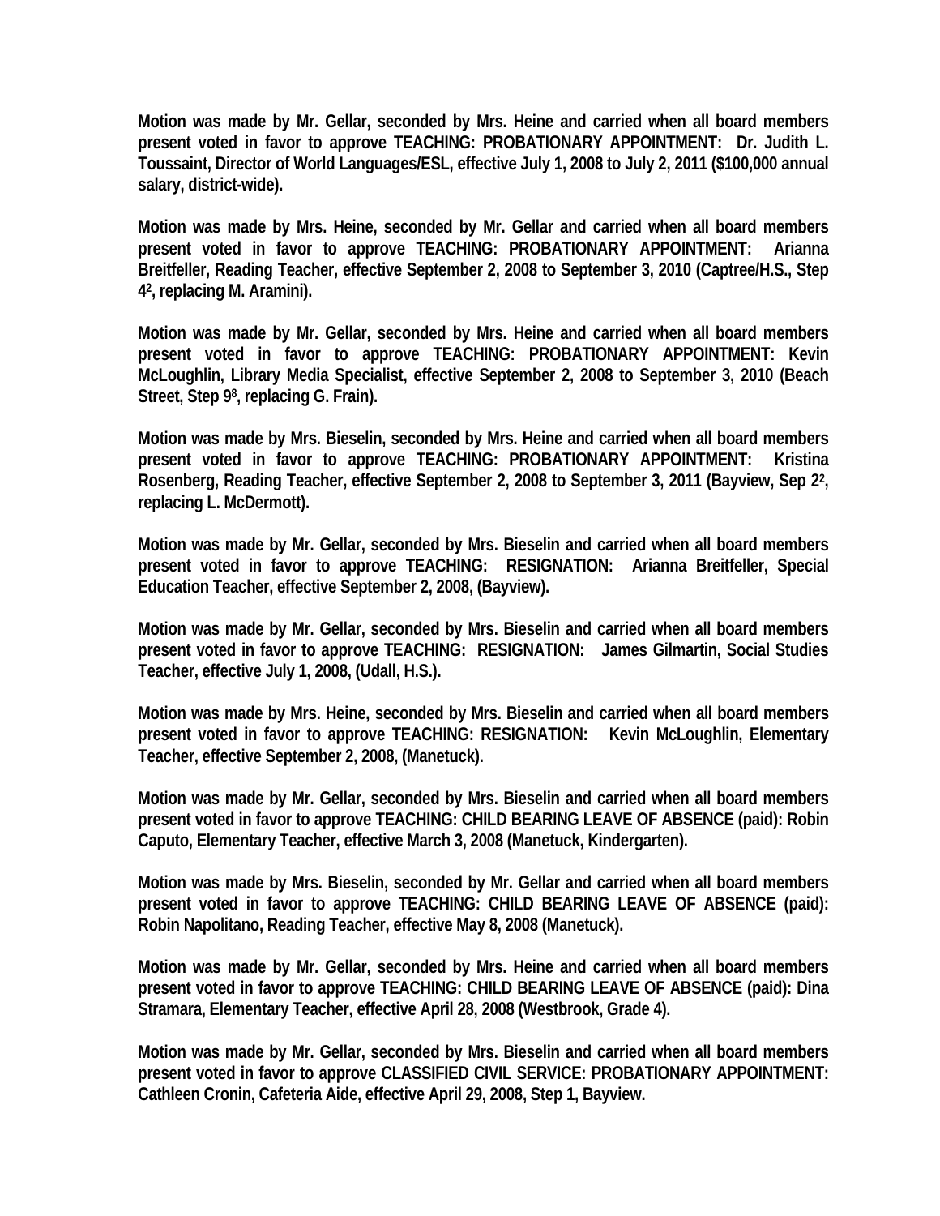**Motion was made by Mr. Gellar, seconded by Mrs. Heine and carried when all board members present voted in favor to approve TEACHING: PROBATIONARY APPOINTMENT: Dr. Judith L. Toussaint, Director of World Languages/ESL, effective July 1, 2008 to July 2, 2011 ($100,000 annual salary, district-wide).**

**Motion was made by Mrs. Heine, seconded by Mr. Gellar and carried when all board members present voted in favor to approve TEACHING: PROBATIONARY APPOINTMENT: Arianna Breitfeller, Reading Teacher, effective September 2, 2008 to September 3, 2010 (Captree/H.S., Step $4^2$, replacing M. Aramini).**

**Motion was made by Mr. Gellar, seconded by Mrs. Heine and carried when all board members present voted in favor to approve TEACHING: PROBATIONARY APPOINTMENT: Kevin McLoughlin, Library Media Specialist, effective September 2, 2008 to September 3, 2010 (Beach Street, Step $9^8$, replacing G. Frain).**

**Motion was made by Mrs. Bieselin, seconded by Mrs. Heine and carried when all board members present voted in favor to approve TEACHING: PROBATIONARY APPOINTMENT: Kristina Rosenberg, Reading Teacher, effective September 2, 2008 to September 3, 2011 (Bayview, Sep $2^2$, replacing L. McDermott).**

**Motion was made by Mr. Gellar, seconded by Mrs. Bieselin and carried when all board members present voted in favor to approve TEACHING: RESIGNATION: Arianna Breitfeller, Special Education Teacher, effective September 2, 2008, (Bayview).**

**Motion was made by Mr. Gellar, seconded by Mrs. Bieselin and carried when all board members present voted in favor to approve TEACHING: RESIGNATION: James Gilmartin, Social Studies Teacher, effective July 1, 2008, (Udall, H.S.).**

**Motion was made by Mrs. Heine, seconded by Mrs. Bieselin and carried when all board members present voted in favor to approve TEACHING: RESIGNATION: Kevin McLoughlin, Elementary Teacher, effective September 2, 2008, (Manetuck).**

**Motion was made by Mr. Gellar, seconded by Mrs. Bieselin and carried when all board members present voted in favor to approve TEACHING: CHILD BEARING LEAVE OF ABSENCE (paid): Robin Caputo, Elementary Teacher, effective March 3, 2008 (Manetuck, Kindergarten).**

**Motion was made by Mrs. Bieselin, seconded by Mr. Gellar and carried when all board members present voted in favor to approve TEACHING: CHILD BEARING LEAVE OF ABSENCE (paid): Robin Napolitano, Reading Teacher, effective May 8, 2008 (Manetuck).**

**Motion was made by Mr. Gellar, seconded by Mrs. Heine and carried when all board members present voted in favor to approve TEACHING: CHILD BEARING LEAVE OF ABSENCE (paid): Dina Stramara, Elementary Teacher, effective April 28, 2008 (Westbrook, Grade 4).**

**Motion was made by Mr. Gellar, seconded by Mrs. Bieselin and carried when all board members present voted in favor to approve CLASSIFIED CIVIL SERVICE: PROBATIONARY APPOINTMENT: Cathleen Cronin, Cafeteria Aide, effective April 29, 2008, Step 1, Bayview.**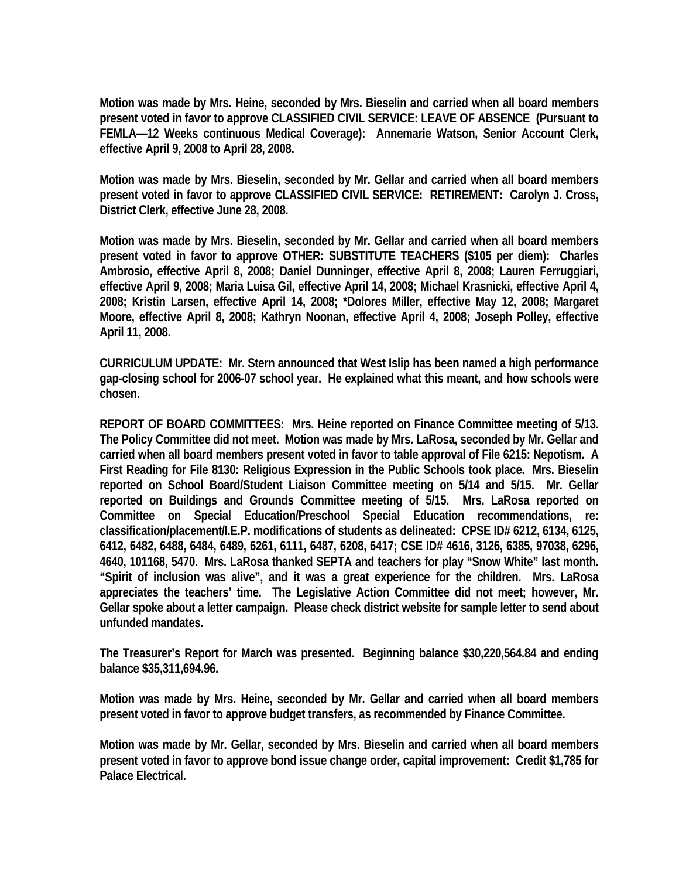**Motion was made by Mrs. Heine, seconded by Mrs. Bieselin and carried when all board members present voted in favor to approve CLASSIFIED CIVIL SERVICE: LEAVE OF ABSENCE (Pursuant to FEMLA—12 Weeks continuous Medical Coverage): Annemarie Watson, Senior Account Clerk, effective April 9, 2008 to April 28, 2008.**

**Motion was made by Mrs. Bieselin, seconded by Mr. Gellar and carried when all board members present voted in favor to approve CLASSIFIED CIVIL SERVICE: RETIREMENT: Carolyn J. Cross, District Clerk, effective June 28, 2008.**

**Motion was made by Mrs. Bieselin, seconded by Mr. Gellar and carried when all board members present voted in favor to approve OTHER: SUBSTITUTE TEACHERS ($105 per diem): Charles Ambrosio, effective April 8, 2008; Daniel Dunninger, effective April 8, 2008; Lauren Ferruggiari, effective April 9, 2008; Maria Luisa Gil, effective April 14, 2008; Michael Krasnicki, effective April 4, 2008; Kristin Larsen, effective April 14, 2008; *Dolores Miller, effective May 12, 2008; Margaret Moore, effective April 8, 2008; Kathryn Noonan, effective April 4, 2008; Joseph Polley, effective April 11, 2008.**

**CURRICULUM UPDATE: Mr. Stern announced that West Islip has been named a high performance gap-closing school for 2006-07 school year. He explained what this meant, and how schools were chosen.**

**REPORT OF BOARD COMMITTEES: Mrs. Heine reported on Finance Committee meeting of 5/13. The Policy Committee did not meet. Motion was made by Mrs. LaRosa, seconded by Mr. Gellar and carried when all board members present voted in favor to table approval of File 6215: Nepotism. A First Reading for File 8130: Religious Expression in the Public Schools took place. Mrs. Bieselin reported on School Board/Student Liaison Committee meeting on 5/14 and 5/15. Mr. Gellar reported on Buildings and Grounds Committee meeting of 5/15. Mrs. LaRosa reported on Committee on Special Education/Preschool Special Education recommendations, re: classification/placement/I.E.P. modifications of students as delineated: CPSE ID# 6212, 6134, 6125, 6412, 6482, 6488, 6484, 6489, 6261, 6111, 6487, 6208, 6417; CSE ID# 4616, 3126, 6385, 97038, 6296, 4640, 101168, 5470. Mrs. LaRosa thanked SEPTA and teachers for play "Snow White" last month. "Spirit of inclusion was alive", and it was a great experience for the children. Mrs. LaRosa appreciates the teachers' time. The Legislative Action Committee did not meet; however, Mr. Gellar spoke about a letter campaign. Please check district website for sample letter to send about unfunded mandates.**

**The Treasurer's Report for March was presented. Beginning balance $30,220,564.84 and ending balance $35,311,694.96.**

**Motion was made by Mrs. Heine, seconded by Mr. Gellar and carried when all board members present voted in favor to approve budget transfers, as recommended by Finance Committee.**

**Motion was made by Mr. Gellar, seconded by Mrs. Bieselin and carried when all board members present voted in favor to approve bond issue change order, capital improvement: Credit $1,785 for Palace Electrical.**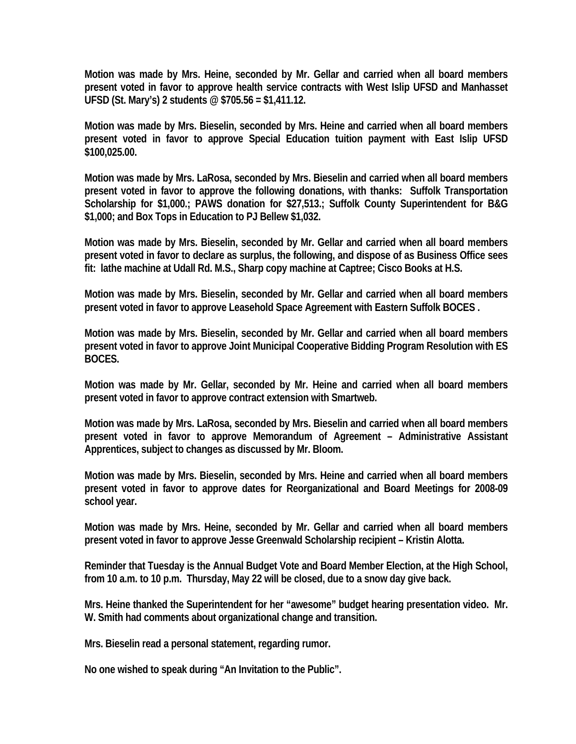**Motion was made by Mrs. Heine, seconded by Mr. Gellar and carried when all board members present voted in favor to approve health service contracts with West Islip UFSD and Manhasset UFSD (St. Mary's) 2 students @ $705.56 = $1,411.12.**

**Motion was made by Mrs. Bieselin, seconded by Mrs. Heine and carried when all board members present voted in favor to approve Special Education tuition payment with East Islip UFSD $100,025.00.**

**Motion was made by Mrs. LaRosa, seconded by Mrs. Bieselin and carried when all board members present voted in favor to approve the following donations, with thanks: Suffolk Transportation Scholarship for $1,000.; PAWS donation for $27,513.; Suffolk County Superintendent for B&G $1,000; and Box Tops in Education to PJ Bellew $1,032.**

**Motion was made by Mrs. Bieselin, seconded by Mr. Gellar and carried when all board members present voted in favor to declare as surplus, the following, and dispose of as Business Office sees fit: lathe machine at Udall Rd. M.S., Sharp copy machine at Captree; Cisco Books at H.S.**

**Motion was made by Mrs. Bieselin, seconded by Mr. Gellar and carried when all board members present voted in favor to approve Leasehold Space Agreement with Eastern Suffolk BOCES .**

**Motion was made by Mrs. Bieselin, seconded by Mr. Gellar and carried when all board members present voted in favor to approve Joint Municipal Cooperative Bidding Program Resolution with ES BOCES.**

**Motion was made by Mr. Gellar, seconded by Mr. Heine and carried when all board members present voted in favor to approve contract extension with Smartweb.**

**Motion was made by Mrs. LaRosa, seconded by Mrs. Bieselin and carried when all board members present voted in favor to approve Memorandum of Agreement – Administrative Assistant Apprentices, subject to changes as discussed by Mr. Bloom.**

**Motion was made by Mrs. Bieselin, seconded by Mrs. Heine and carried when all board members present voted in favor to approve dates for Reorganizational and Board Meetings for 2008-09 school year.**

**Motion was made by Mrs. Heine, seconded by Mr. Gellar and carried when all board members present voted in favor to approve Jesse Greenwald Scholarship recipient – Kristin Alotta.**

**Reminder that Tuesday is the Annual Budget Vote and Board Member Election, at the High School, from 10 a.m. to 10 p.m. Thursday, May 22 will be closed, due to a snow day give back.**

**Mrs. Heine thanked the Superintendent for her "awesome" budget hearing presentation video. Mr. W. Smith had comments about organizational change and transition.**

**Mrs. Bieselin read a personal statement, regarding rumor.**

**No one wished to speak during "An Invitation to the Public".**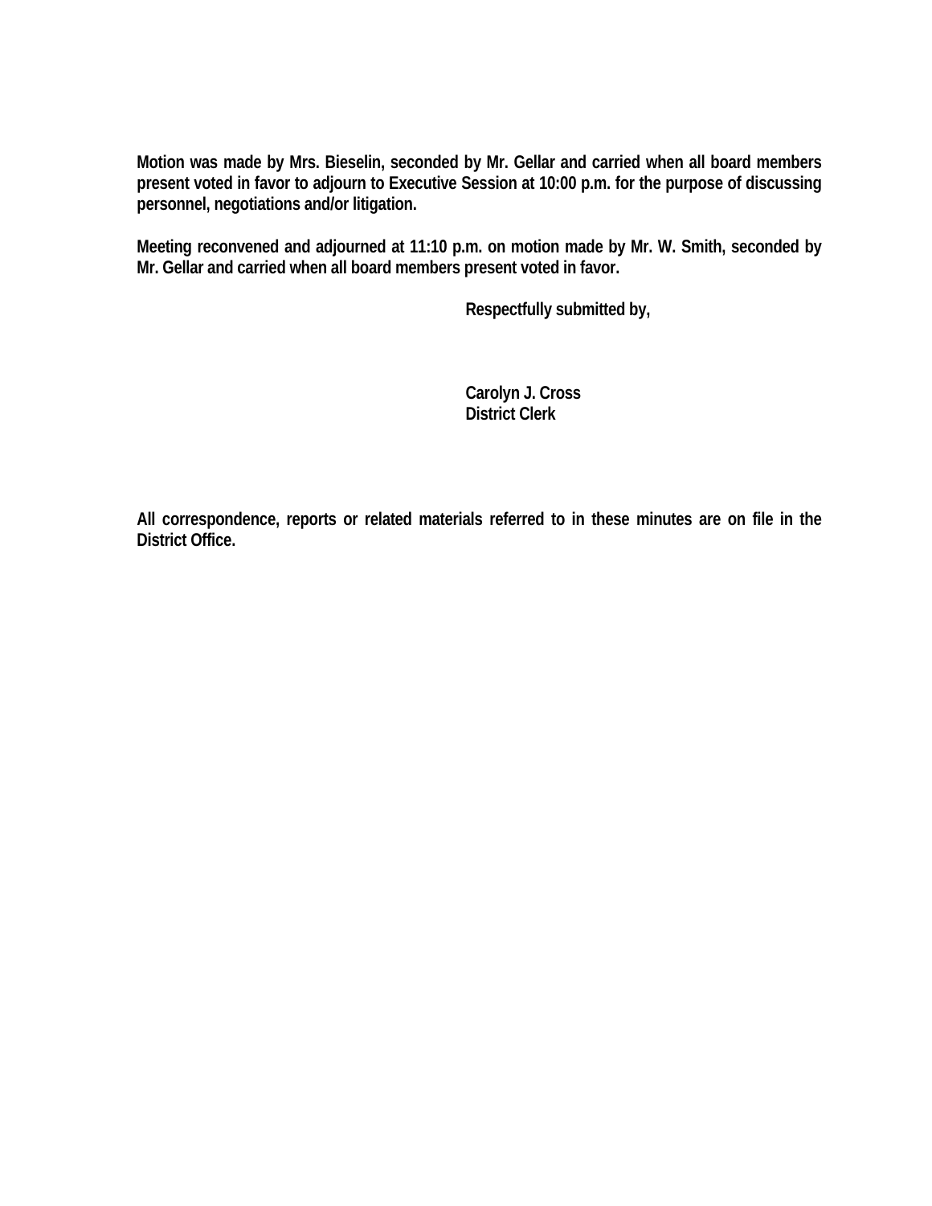**Motion was made by Mrs. Bieselin, seconded by Mr. Gellar and carried when all board members present voted in favor to adjourn to Executive Session at 10:00 p.m. for the purpose of discussing personnel, negotiations and/or litigation.**

**Meeting reconvened and adjourned at 11:10 p.m. on motion made by Mr. W. Smith, seconded by Mr. Gellar and carried when all board members present voted in favor.**

**Respectfully submitted by,**

**Carolyn J. Cross**
**District Clerk**

**All correspondence, reports or related materials referred to in these minutes are on file in the District Office.**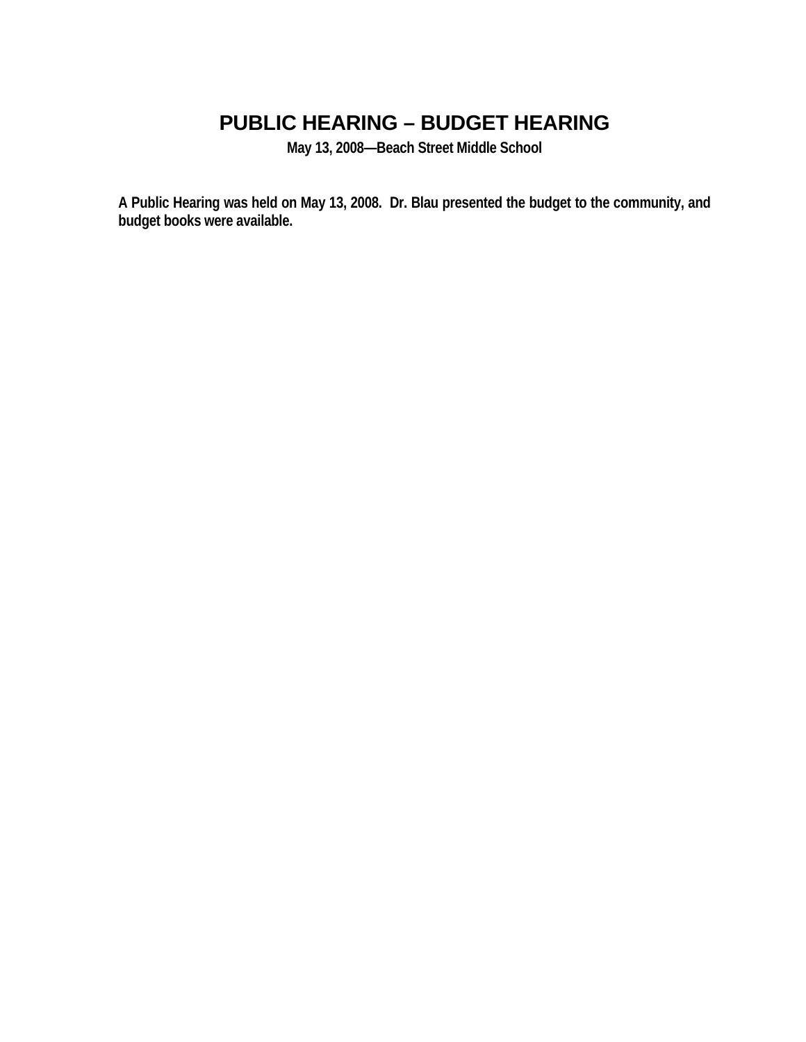# PUBLIC HEARING – BUDGET HEARING

**May 13, 2008—Beach Street Middle School**

**A Public Hearing was held on May 13, 2008. Dr. Blau presented the budget to the community, and budget books were available.**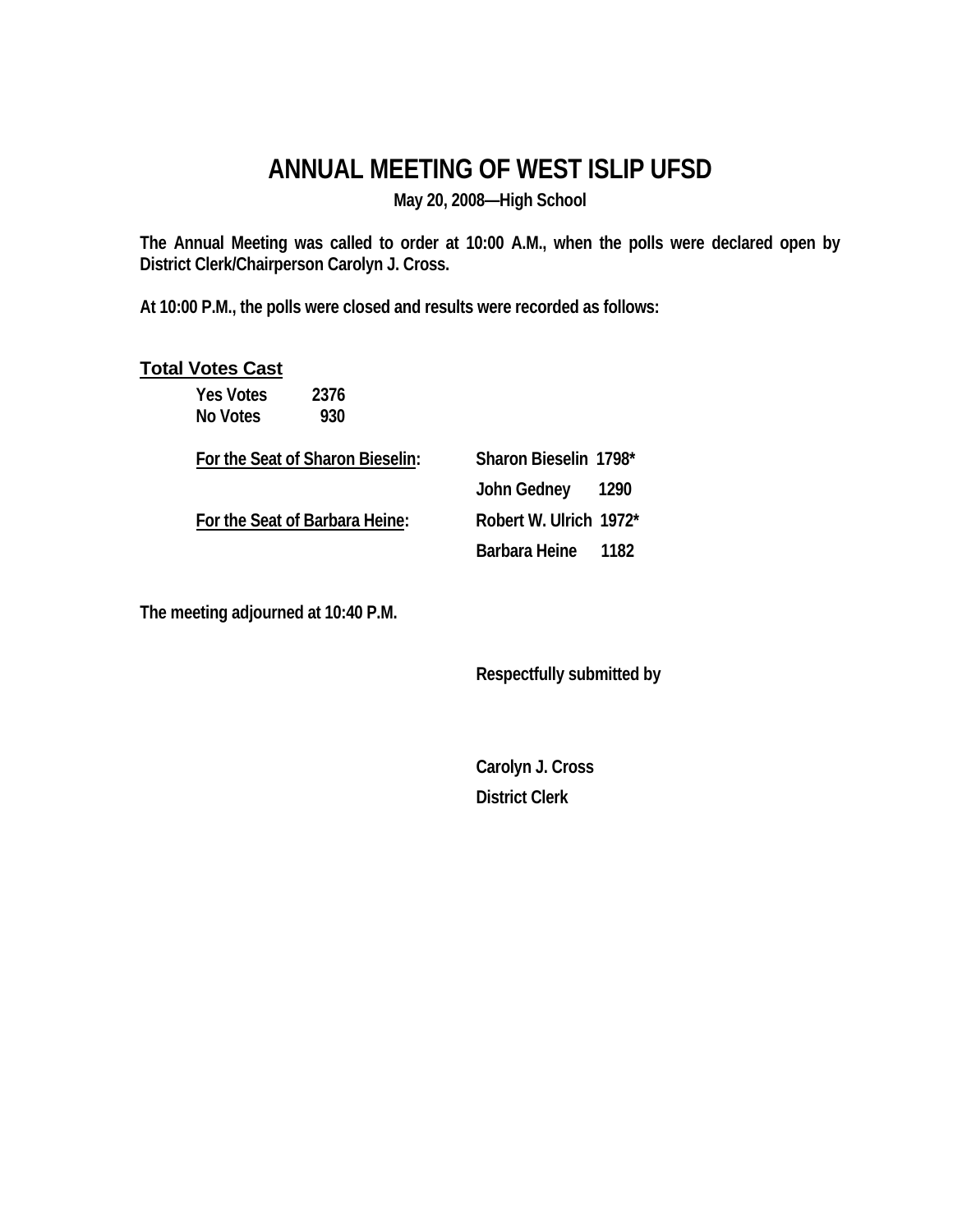# ANNUAL MEETING OF WEST ISLIP UFSD

**May 20, 2008—High School**

**The Annual Meeting was called to order at 10:00 A.M., when the polls were declared open by District Clerk/Chairperson Carolyn J. Cross.**

**At 10:00 P.M., the polls were closed and results were recorded as follows:**

## Total Votes Cast

| | |
|---|---|
| **Yes Votes** | **2376** |
| **No Votes** | **930** |

| | | |
|---|---|---|
| **For the Seat of Sharon Bieselin:** | **Sharon Bieselin** | **1798*** |
| | **John Gedney** | **1290** |
| **For the Seat of Barbara Heine:** | **Robert W. Ulrich** | **1972*** |
| | **Barbara Heine** | **1182** |

**The meeting adjourned at 10:40 P.M.**

**Respectfully submitted by**

**Carolyn J. Cross**
**District Clerk**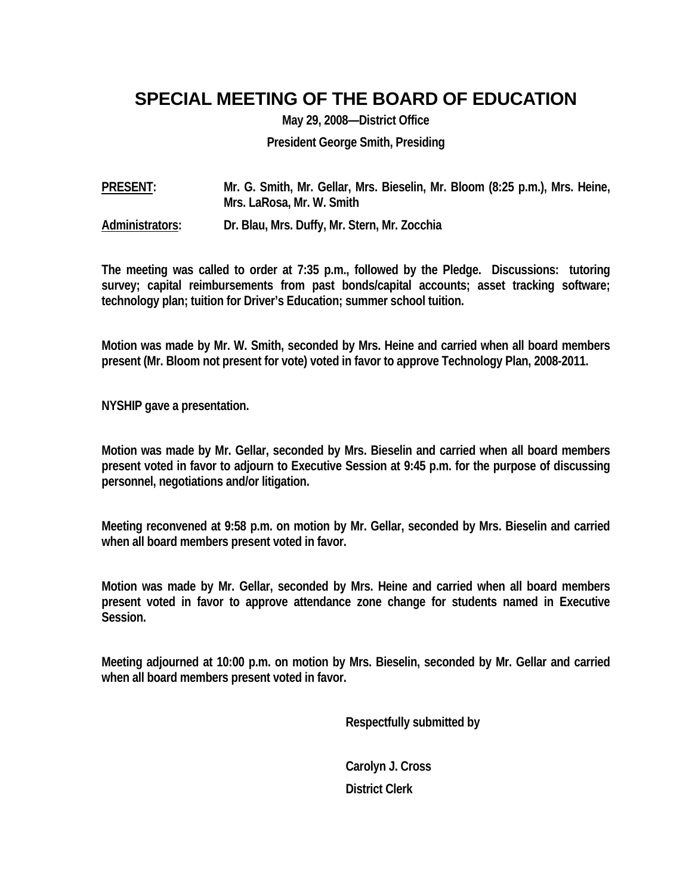# SPECIAL MEETING OF THE BOARD OF EDUCATION

**May 29, 2008—District Office**

**President George Smith, Presiding**

**PRESENT:** Mr. G. Smith, Mr. Gellar, Mrs. Bieselin, Mr. Bloom (8:25 p.m.), Mrs. Heine, Mrs. LaRosa, Mr. W. Smith

**Administrators:** Dr. Blau, Mrs. Duffy, Mr. Stern, Mr. Zocchia

The meeting was called to order at 7:35 p.m., followed by the Pledge. Discussions: tutoring survey; capital reimbursements from past bonds/capital accounts; asset tracking software; technology plan; tuition for Driver's Education; summer school tuition.

Motion was made by Mr. W. Smith, seconded by Mrs. Heine and carried when all board members present (Mr. Bloom not present for vote) voted in favor to approve Technology Plan, 2008-2011.

NYSHIP gave a presentation.

Motion was made by Mr. Gellar, seconded by Mrs. Bieselin and carried when all board members present voted in favor to adjourn to Executive Session at 9:45 p.m. for the purpose of discussing personnel, negotiations and/or litigation.

Meeting reconvened at 9:58 p.m. on motion by Mr. Gellar, seconded by Mrs. Bieselin and carried when all board members present voted in favor.

Motion was made by Mr. Gellar, seconded by Mrs. Heine and carried when all board members present voted in favor to approve attendance zone change for students named in Executive Session.

Meeting adjourned at 10:00 p.m. on motion by Mrs. Bieselin, seconded by Mr. Gellar and carried when all board members present voted in favor.

Respectfully submitted by

Carolyn J. Cross
District Clerk